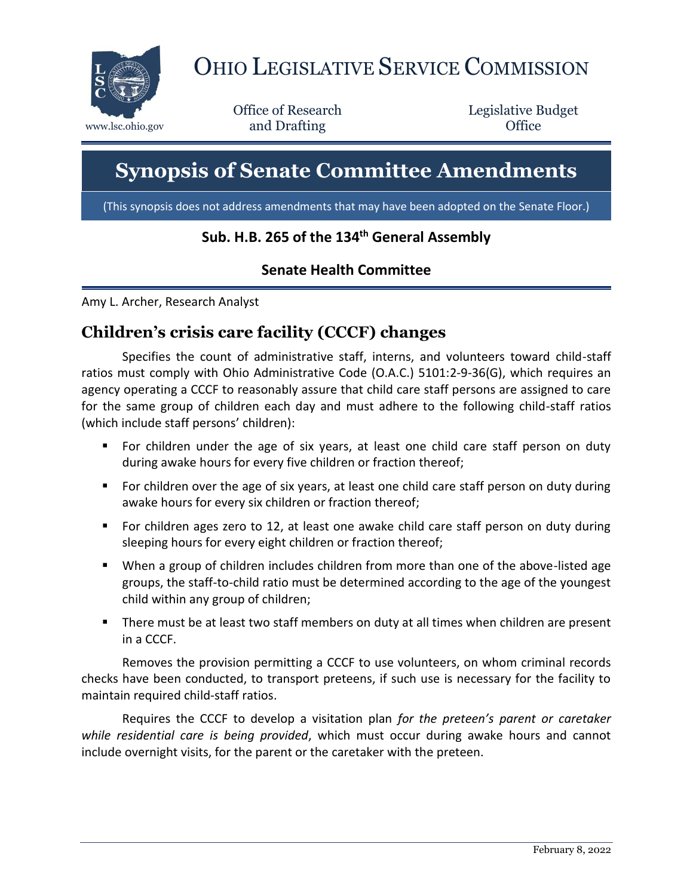# OHIO LEGISLATIVE SERVICE COMMISSION

www.lsc.ohio.gov

Office of Research and Drafting

Legislative Budget Office

# Synopsis of Senate Committee Amendments

(This synopsis does not address amendments that may have been adopted on the Senate Floor.)

**Sub. H.B. 265 of the 134th General Assembly**

**Senate Health Committee**

Amy L. Archer, Research Analyst

## Children's crisis care facility (CCCF) changes

Specifies the count of administrative staff, interns, and volunteers toward child-staff ratios must comply with Ohio Administrative Code (O.A.C.) 5101:2-9-36(G), which requires an agency operating a CCCF to reasonably assure that child care staff persons are assigned to care for the same group of children each day and must adhere to the following child-staff ratios (which include staff persons' children):

- For children under the age of six years, at least one child care staff person on duty during awake hours for every five children or fraction thereof;
- For children over the age of six years, at least one child care staff person on duty during awake hours for every six children or fraction thereof;
- For children ages zero to 12, at least one awake child care staff person on duty during sleeping hours for every eight children or fraction thereof;
- When a group of children includes children from more than one of the above-listed age groups, the staff-to-child ratio must be determined according to the age of the youngest child within any group of children;
- There must be at least two staff members on duty at all times when children are present in a CCCF.

Removes the provision permitting a CCCF to use volunteers, on whom criminal records checks have been conducted, to transport preteens, if such use is necessary for the facility to maintain required child-staff ratios.

Requires the CCCF to develop a visitation plan *for the preteen's parent or caretaker while residential care is being provided*, which must occur during awake hours and cannot include overnight visits, for the parent or the caretaker with the preteen.

February 8, 2022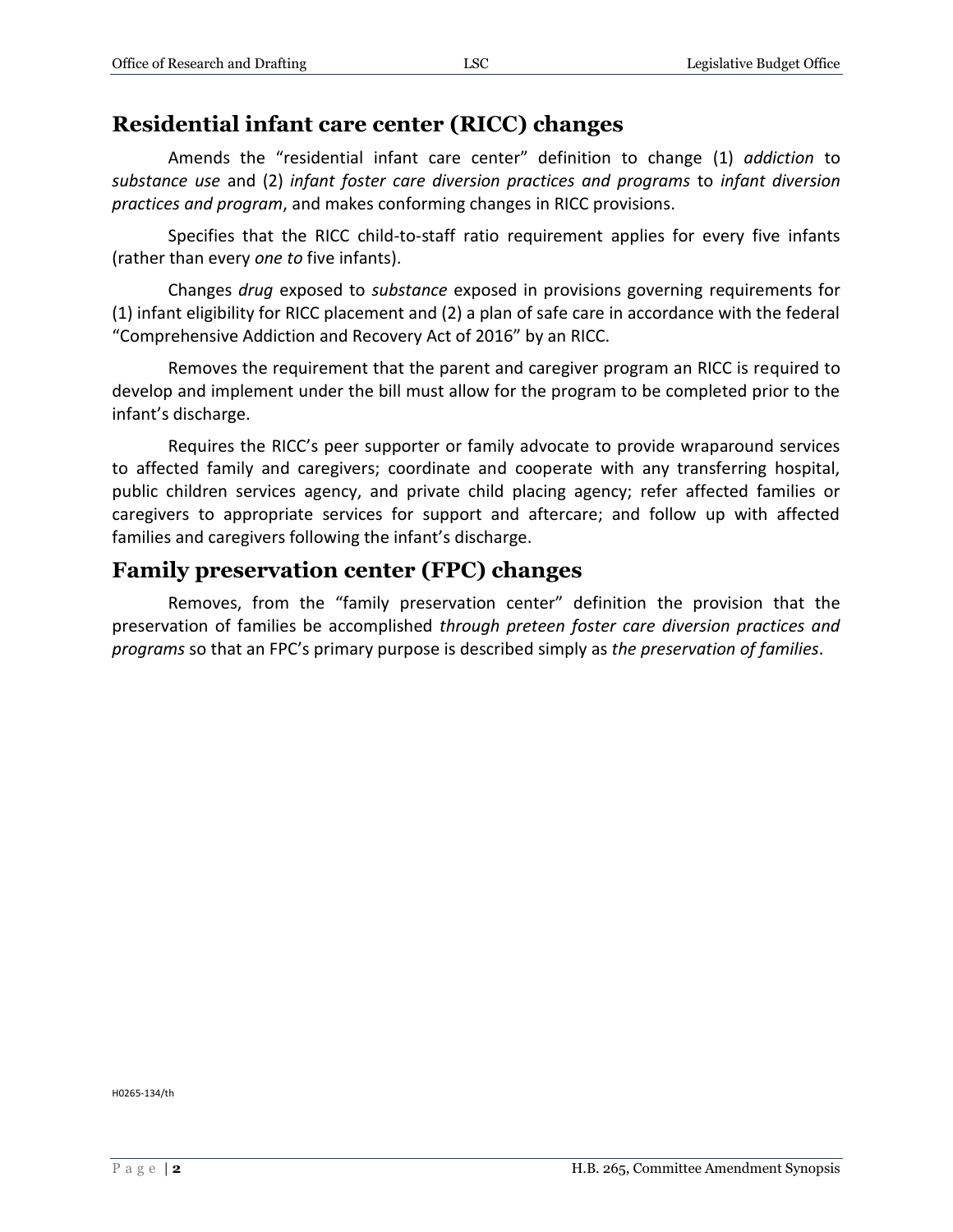## Residential infant care center (RICC) changes

Amends the "residential infant care center" definition to change (1) *addiction* to *substance use* and (2) *infant foster care diversion practices and programs* to *infant diversion practices and program*, and makes conforming changes in RICC provisions.

Specifies that the RICC child-to-staff ratio requirement applies for every five infants (rather than every *one to* five infants).

Changes *drug* exposed to *substance* exposed in provisions governing requirements for (1) infant eligibility for RICC placement and (2) a plan of safe care in accordance with the federal "Comprehensive Addiction and Recovery Act of 2016" by an RICC.

Removes the requirement that the parent and caregiver program an RICC is required to develop and implement under the bill must allow for the program to be completed prior to the infant's discharge.

Requires the RICC's peer supporter or family advocate to provide wraparound services to affected family and caregivers; coordinate and cooperate with any transferring hospital, public children services agency, and private child placing agency; refer affected families or caregivers to appropriate services for support and aftercare; and follow up with affected families and caregivers following the infant's discharge.

## Family preservation center (FPC) changes

Removes, from the "family preservation center" definition the provision that the preservation of families be accomplished *through preteen foster care diversion practices and programs* so that an FPC's primary purpose is described simply as *the preservation of families*.

H0265-134/th